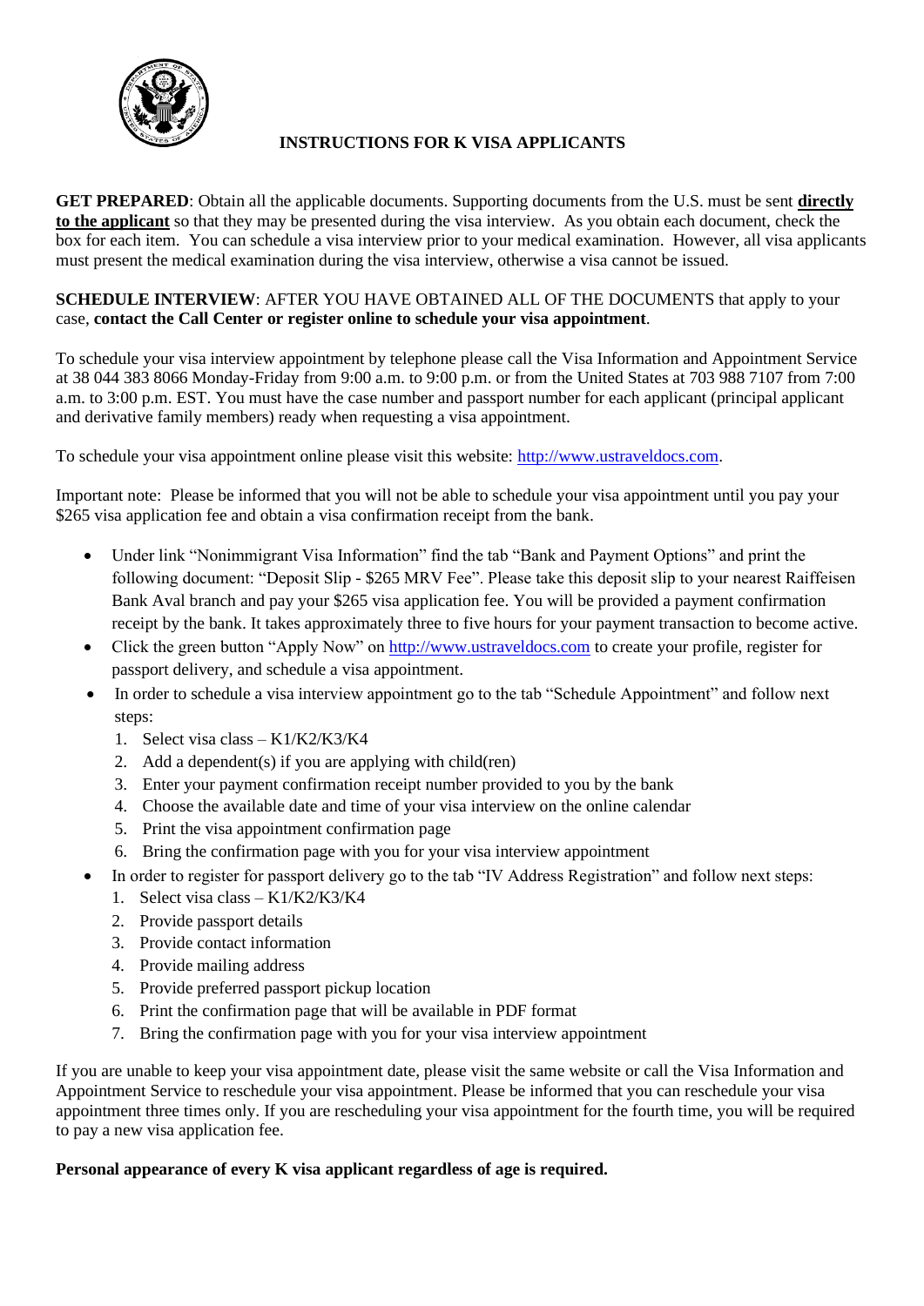# INSTRUCTIONS FOR K VISA APPLICANTS

**GET PREPARED**: Obtain all the applicable documents. Supporting documents from the U.S. must be sent **directly to the applicant** so that they may be presented during the visa interview. As you obtain each document, check the box for each item. You can schedule a visa interview prior to your medical examination. However, all visa applicants must present the medical examination during the visa interview, otherwise a visa cannot be issued.

**SCHEDULE INTERVIEW**: AFTER YOU HAVE OBTAINED ALL OF THE DOCUMENTS that apply to your case, **contact the Call Center or register online to schedule your visa appointment**.

To schedule your visa interview appointment by telephone please call the Visa Information and Appointment Service at 38 044 383 8066 Monday-Friday from 9:00 a.m. to 9:00 p.m. or from the United States at 703 988 7107 from 7:00 a.m. to 3:00 p.m. EST. You must have the case number and passport number for each applicant (principal applicant and derivative family members) ready when requesting a visa appointment.

To schedule your visa appointment online please visit this website: http://www.ustraveldocs.com.

Important note: Please be informed that you will not be able to schedule your visa appointment until you pay your $265 visa application fee and obtain a visa confirmation receipt from the bank.

- Under link "Nonimmigrant Visa Information" find the tab "Bank and Payment Options" and print the following document: "Deposit Slip - $265 MRV Fee". Please take this deposit slip to your nearest Raiffeisen Bank Aval branch and pay your $265 visa application fee. You will be provided a payment confirmation receipt by the bank. It takes approximately three to five hours for your payment transaction to become active.
- Click the green button "Apply Now" on http://www.ustraveldocs.com to create your profile, register for passport delivery, and schedule a visa appointment.
- In order to schedule a visa interview appointment go to the tab "Schedule Appointment" and follow next steps:
  1. Select visa class – K1/K2/K3/K4
  2. Add a dependent(s) if you are applying with child(ren)
  3. Enter your payment confirmation receipt number provided to you by the bank
  4. Choose the available date and time of your visa interview on the online calendar
  5. Print the visa appointment confirmation page
  6. Bring the confirmation page with you for your visa interview appointment
- In order to register for passport delivery go to the tab "IV Address Registration" and follow next steps:
  1. Select visa class – K1/K2/K3/K4
  2. Provide passport details
  3. Provide contact information
  4. Provide mailing address
  5. Provide preferred passport pickup location
  6. Print the confirmation page that will be available in PDF format
  7. Bring the confirmation page with you for your visa interview appointment

If you are unable to keep your visa appointment date, please visit the same website or call the Visa Information and Appointment Service to reschedule your visa appointment. Please be informed that you can reschedule your visa appointment three times only. If you are rescheduling your visa appointment for the fourth time, you will be required to pay a new visa application fee.

**Personal appearance of every K visa applicant regardless of age is required.**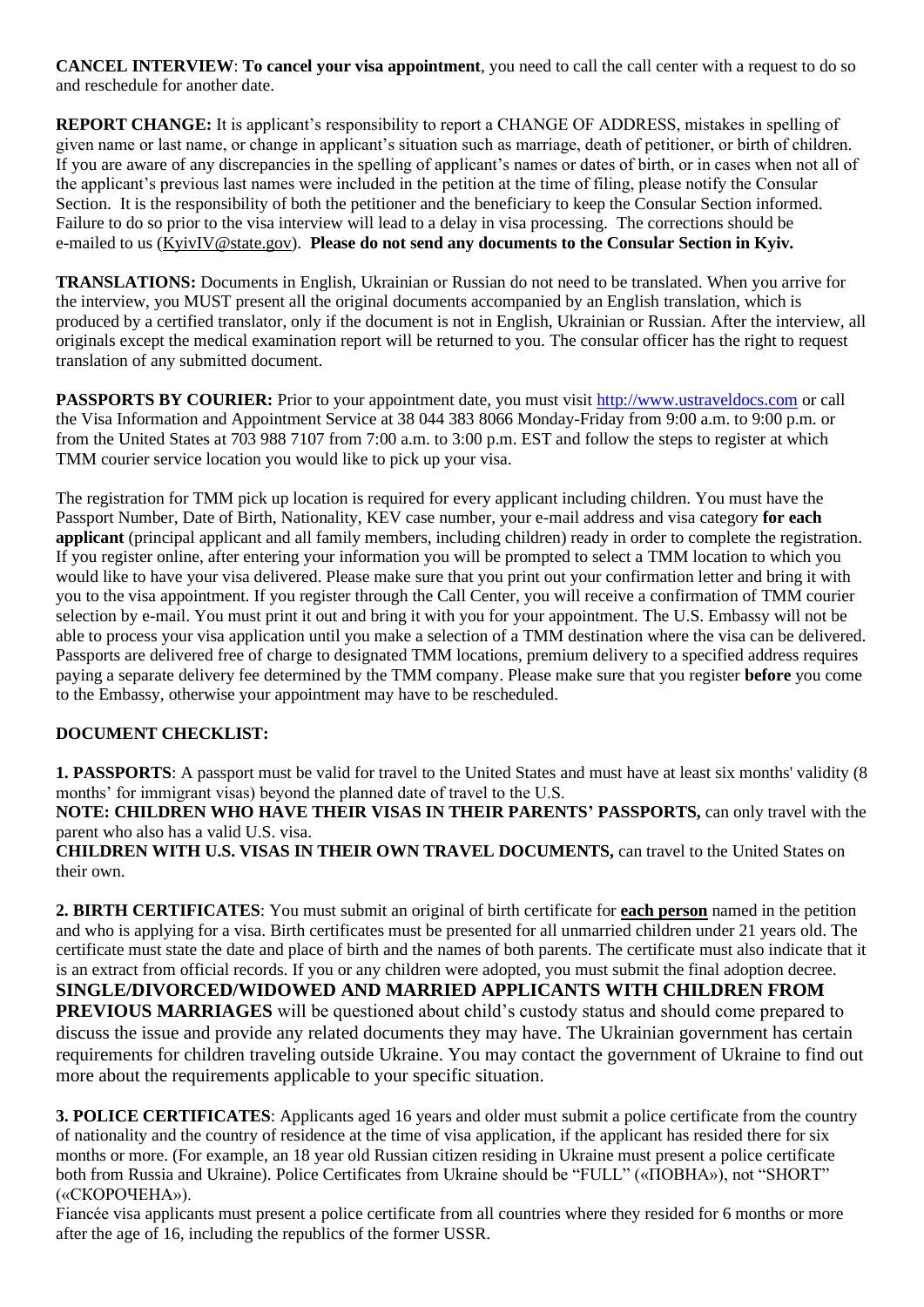**CANCEL INTERVIEW**: **To cancel your visa appointment**, you need to call the call center with a request to do so and reschedule for another date.

**REPORT CHANGE:** It is applicant's responsibility to report a CHANGE OF ADDRESS, mistakes in spelling of given name or last name, or change in applicant's situation such as marriage, death of petitioner, or birth of children. If you are aware of any discrepancies in the spelling of applicant's names or dates of birth, or in cases when not all of the applicant's previous last names were included in the petition at the time of filing, please notify the Consular Section. It is the responsibility of both the petitioner and the beneficiary to keep the Consular Section informed. Failure to do so prior to the visa interview will lead to a delay in visa processing. The corrections should be e-mailed to us (KyivIV@state.gov). **Please do not send any documents to the Consular Section in Kyiv.**

**TRANSLATIONS:** Documents in English, Ukrainian or Russian do not need to be translated. When you arrive for the interview, you MUST present all the original documents accompanied by an English translation, which is produced by a certified translator, only if the document is not in English, Ukrainian or Russian. After the interview, all originals except the medical examination report will be returned to you. The consular officer has the right to request translation of any submitted document.

**PASSPORTS BY COURIER:** Prior to your appointment date, you must visit http://www.ustraveldocs.com or call the Visa Information and Appointment Service at 38 044 383 8066 Monday-Friday from 9:00 a.m. to 9:00 p.m. or from the United States at 703 988 7107 from 7:00 a.m. to 3:00 p.m. EST and follow the steps to register at which TMM courier service location you would like to pick up your visa.

The registration for TMM pick up location is required for every applicant including children. You must have the Passport Number, Date of Birth, Nationality, KEV case number, your e-mail address and visa category **for each applicant** (principal applicant and all family members, including children) ready in order to complete the registration. If you register online, after entering your information you will be prompted to select a TMM location to which you would like to have your visa delivered. Please make sure that you print out your confirmation letter and bring it with you to the visa appointment. If you register through the Call Center, you will receive a confirmation of TMM courier selection by e-mail. You must print it out and bring it with you for your appointment. The U.S. Embassy will not be able to process your visa application until you make a selection of a TMM destination where the visa can be delivered. Passports are delivered free of charge to designated TMM locations, premium delivery to a specified address requires paying a separate delivery fee determined by the TMM company. Please make sure that you register **before** you come to the Embassy, otherwise your appointment may have to be rescheduled.

**DOCUMENT CHECKLIST:**

**1. PASSPORTS**: A passport must be valid for travel to the United States and must have at least six months' validity (8 months' for immigrant visas) beyond the planned date of travel to the U.S.
**NOTE: CHILDREN WHO HAVE THEIR VISAS IN THEIR PARENTS' PASSPORTS,** can only travel with the parent who also has a valid U.S. visa.
**CHILDREN WITH U.S. VISAS IN THEIR OWN TRAVEL DOCUMENTS,** can travel to the United States on their own.

**2. BIRTH CERTIFICATES**: You must submit an original of birth certificate for **each person** named in the petition and who is applying for a visa. Birth certificates must be presented for all unmarried children under 21 years old. The certificate must state the date and place of birth and the names of both parents. The certificate must also indicate that it is an extract from official records. If you or any children were adopted, you must submit the final adoption decree.
**SINGLE/DIVORCED/WIDOWED AND MARRIED APPLICANTS WITH CHILDREN FROM PREVIOUS MARRIAGES** will be questioned about child's custody status and should come prepared to discuss the issue and provide any related documents they may have. The Ukrainian government has certain requirements for children traveling outside Ukraine. You may contact the government of Ukraine to find out more about the requirements applicable to your specific situation.

**3. POLICE CERTIFICATES**: Applicants aged 16 years and older must submit a police certificate from the country of nationality and the country of residence at the time of visa application, if the applicant has resided there for six months or more. (For example, an 18 year old Russian citizen residing in Ukraine must present a police certificate both from Russia and Ukraine). Police Certificates from Ukraine should be "FULL" («ПОВНА»), not "SHORT" («СКОРОЧЕНА»).
Fiancée visa applicants must present a police certificate from all countries where they resided for 6 months or more after the age of 16, including the republics of the former USSR.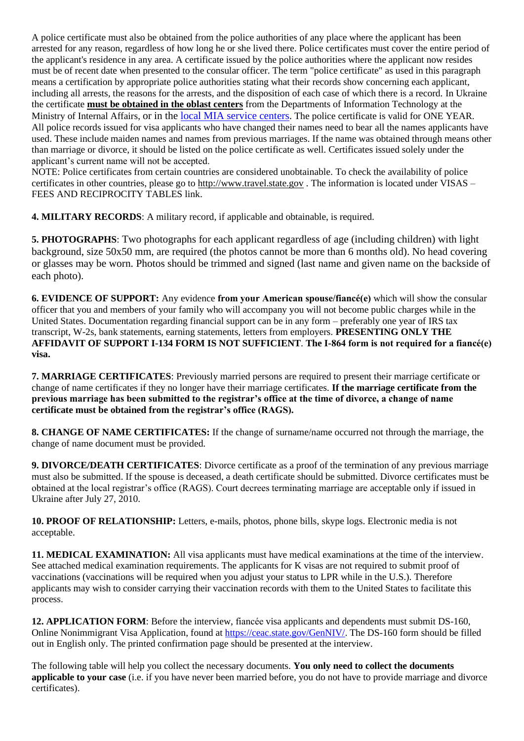A police certificate must also be obtained from the police authorities of any place where the applicant has been arrested for any reason, regardless of how long he or she lived there. Police certificates must cover the entire period of the applicant's residence in any area. A certificate issued by the police authorities where the applicant now resides must be of recent date when presented to the consular officer. The term "police certificate" as used in this paragraph means a certification by appropriate police authorities stating what their records show concerning each applicant, including all arrests, the reasons for the arrests, and the disposition of each case of which there is a record. In Ukraine the certificate **must be obtained in the oblast centers** from the Departments of Information Technology at the Ministry of Internal Affairs, or in the local MIA service centers. The police certificate is valid for ONE YEAR. All police records issued for visa applicants who have changed their names need to bear all the names applicants have used. These include maiden names and names from previous marriages. If the name was obtained through means other than marriage or divorce, it should be listed on the police certificate as well. Certificates issued solely under the applicant's current name will not be accepted.

NOTE: Police certificates from certain countries are considered unobtainable. To check the availability of police certificates in other countries, please go to http://www.travel.state.gov . The information is located under VISAS – FEES AND RECIPROCITY TABLES link.

**4. MILITARY RECORDS**: A military record, if applicable and obtainable, is required.

**5. PHOTOGRAPHS**: Two photographs for each applicant regardless of age (including children) with light background, size 50x50 mm, are required (the photos cannot be more than 6 months old). No head covering or glasses may be worn. Photos should be trimmed and signed (last name and given name on the backside of each photo).

**6. EVIDENCE OF SUPPORT:** Any evidence **from your American spouse/fiancé(e)** which will show the consular officer that you and members of your family who will accompany you will not become public charges while in the United States. Documentation regarding financial support can be in any form – preferably one year of IRS tax transcript, W-2s, bank statements, earning statements, letters from employers. **PRESENTING ONLY THE AFFIDAVIT OF SUPPORT I-134 FORM IS NOT SUFFICIENT**. **The I-864 form is not required for a fiancé(e) visa.**

**7. MARRIAGE CERTIFICATES**: Previously married persons are required to present their marriage certificate or change of name certificates if they no longer have their marriage certificates. **If the marriage certificate from the previous marriage has been submitted to the registrar's office at the time of divorce, a change of name certificate must be obtained from the registrar's office (RAGS).**

**8. CHANGE OF NAME CERTIFICATES:** If the change of surname/name occurred not through the marriage, the change of name document must be provided.

**9. DIVORCE/DEATH CERTIFICATES**: Divorce certificate as a proof of the termination of any previous marriage must also be submitted. If the spouse is deceased, a death certificate should be submitted. Divorce certificates must be obtained at the local registrar's office (RAGS). Court decrees terminating marriage are acceptable only if issued in Ukraine after July 27, 2010.

**10. PROOF OF RELATIONSHIP:** Letters, e-mails, photos, phone bills, skype logs. Electronic media is not acceptable.

**11. MEDICAL EXAMINATION:** All visa applicants must have medical examinations at the time of the interview. See attached medical examination requirements. The applicants for K visas are not required to submit proof of vaccinations (vaccinations will be required when you adjust your status to LPR while in the U.S.). Therefore applicants may wish to consider carrying their vaccination records with them to the United States to facilitate this process.

**12. APPLICATION FORM**: Before the interview, fiancée visa applicants and dependents must submit DS-160, Online Nonimmigrant Visa Application, found at https://ceac.state.gov/GenNIV/. The DS-160 form should be filled out in English only. The printed confirmation page should be presented at the interview.

The following table will help you collect the necessary documents. **You only need to collect the documents applicable to your case** (i.e. if you have never been married before, you do not have to provide marriage and divorce certificates).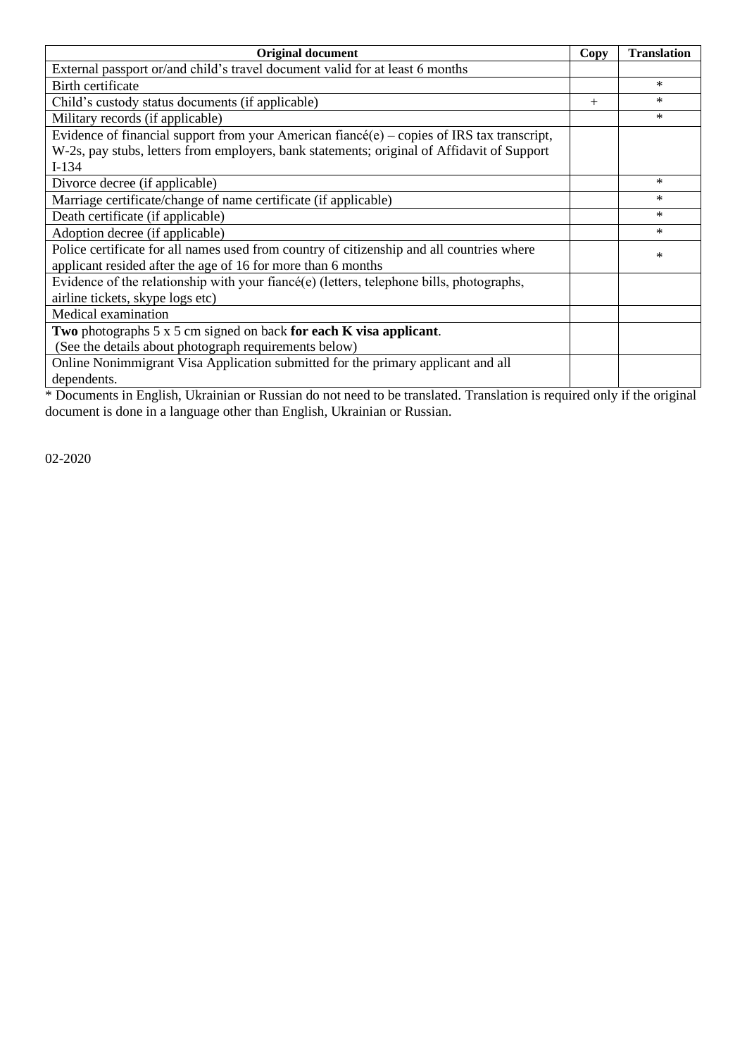| Original document | Copy | Translation |
|---|---|---|
| External passport or/and child's travel document valid for at least 6 months | | |
| Birth certificate | | * |
| Child's custody status documents (if applicable) | + | * |
| Military records (if applicable) | | * |
| Evidence of financial support from your American fiancé(e) – copies of IRS tax transcript, W-2s, pay stubs, letters from employers, bank statements; original of Affidavit of Support I-134 | | |
| Divorce decree (if applicable) | | * |
| Marriage certificate/change of name certificate (if applicable) | | * |
| Death certificate (if applicable) | | * |
| Adoption decree (if applicable) | | * |
| Police certificate for all names used from country of citizenship and all countries where applicant resided after the age of 16 for more than 6 months | | * |
| Evidence of the relationship with your fiancé(e) (letters, telephone bills, photographs, airline tickets, skype logs etc) | | |
| Medical examination | | |
| **Two** photographs 5 x 5 cm signed on back **for each K visa applicant**. (See the details about photograph requirements below) | | |
| Online Nonimmigrant Visa Application submitted for the primary applicant and all dependents. | | |

* Documents in English, Ukrainian or Russian do not need to be translated. Translation is required only if the original document is done in a language other than English, Ukrainian or Russian.

02-2020